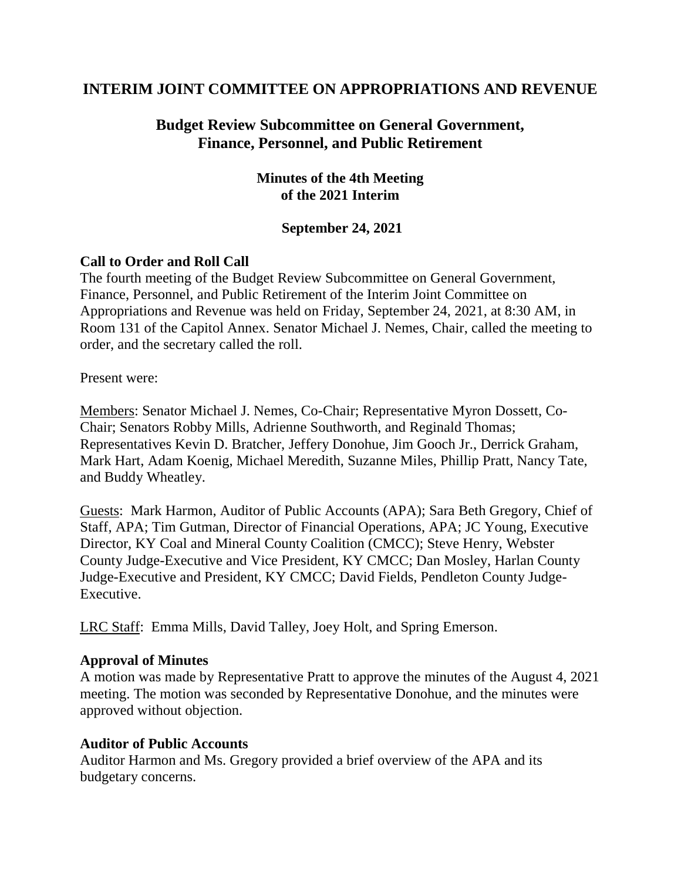# INTERIM JOINT COMMITTEE ON APPROPRIATIONS AND REVENUE

## Budget Review Subcommittee on General Government, Finance, Personnel, and Public Retirement

### Minutes of the 4th Meeting of the 2021 Interim

### September 24, 2021

**Call to Order and Roll Call**

The fourth meeting of the Budget Review Subcommittee on General Government, Finance, Personnel, and Public Retirement of the Interim Joint Committee on Appropriations and Revenue was held on Friday, September 24, 2021, at 8:30 AM, in Room 131 of the Capitol Annex. Senator Michael J. Nemes, Chair, called the meeting to order, and the secretary called the roll.

Present were:

Members: Senator Michael J. Nemes, Co-Chair; Representative Myron Dossett, Co-Chair; Senators Robby Mills, Adrienne Southworth, and Reginald Thomas; Representatives Kevin D. Bratcher, Jeffery Donohue, Jim Gooch Jr., Derrick Graham, Mark Hart, Adam Koenig, Michael Meredith, Suzanne Miles, Phillip Pratt, Nancy Tate, and Buddy Wheatley.

Guests: Mark Harmon, Auditor of Public Accounts (APA); Sara Beth Gregory, Chief of Staff, APA; Tim Gutman, Director of Financial Operations, APA; JC Young, Executive Director, KY Coal and Mineral County Coalition (CMCC); Steve Henry, Webster County Judge-Executive and Vice President, KY CMCC; Dan Mosley, Harlan County Judge-Executive and President, KY CMCC; David Fields, Pendleton County Judge-Executive.

LRC Staff: Emma Mills, David Talley, Joey Holt, and Spring Emerson.

**Approval of Minutes**

A motion was made by Representative Pratt to approve the minutes of the August 4, 2021 meeting. The motion was seconded by Representative Donohue, and the minutes were approved without objection.

**Auditor of Public Accounts**

Auditor Harmon and Ms. Gregory provided a brief overview of the APA and its budgetary concerns.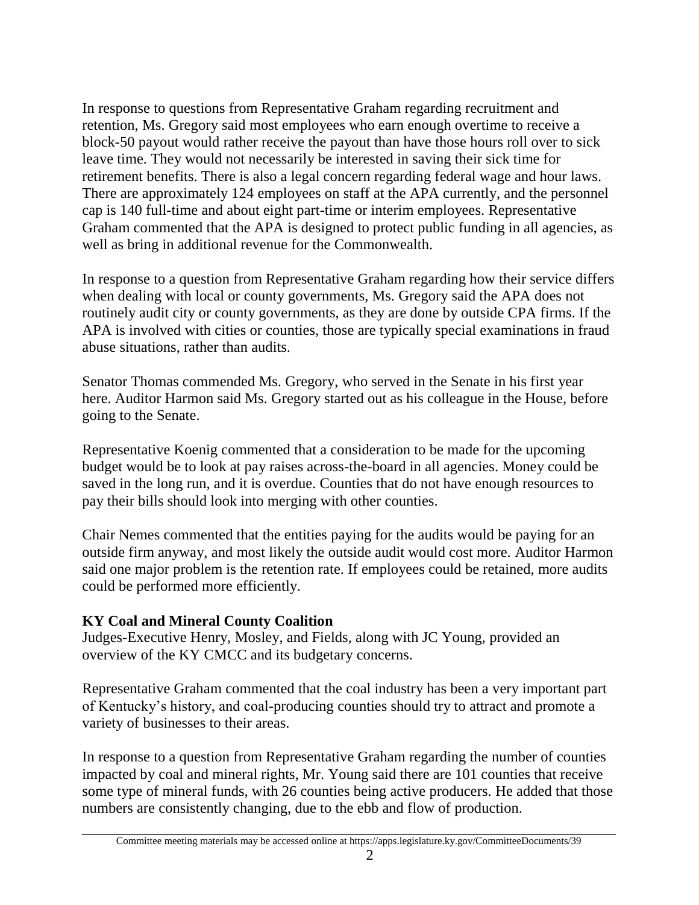In response to questions from Representative Graham regarding recruitment and retention, Ms. Gregory said most employees who earn enough overtime to receive a block-50 payout would rather receive the payout than have those hours roll over to sick leave time. They would not necessarily be interested in saving their sick time for retirement benefits. There is also a legal concern regarding federal wage and hour laws. There are approximately 124 employees on staff at the APA currently, and the personnel cap is 140 full-time and about eight part-time or interim employees. Representative Graham commented that the APA is designed to protect public funding in all agencies, as well as bring in additional revenue for the Commonwealth.

In response to a question from Representative Graham regarding how their service differs when dealing with local or county governments, Ms. Gregory said the APA does not routinely audit city or county governments, as they are done by outside CPA firms. If the APA is involved with cities or counties, those are typically special examinations in fraud abuse situations, rather than audits.

Senator Thomas commended Ms. Gregory, who served in the Senate in his first year here. Auditor Harmon said Ms. Gregory started out as his colleague in the House, before going to the Senate.

Representative Koenig commented that a consideration to be made for the upcoming budget would be to look at pay raises across-the-board in all agencies. Money could be saved in the long run, and it is overdue. Counties that do not have enough resources to pay their bills should look into merging with other counties.

Chair Nemes commented that the entities paying for the audits would be paying for an outside firm anyway, and most likely the outside audit would cost more. Auditor Harmon said one major problem is the retention rate. If employees could be retained, more audits could be performed more efficiently.

**KY Coal and Mineral County Coalition**
Judges-Executive Henry, Mosley, and Fields, along with JC Young, provided an overview of the KY CMCC and its budgetary concerns.

Representative Graham commented that the coal industry has been a very important part of Kentucky's history, and coal-producing counties should try to attract and promote a variety of businesses to their areas.

In response to a question from Representative Graham regarding the number of counties impacted by coal and mineral rights, Mr. Young said there are 101 counties that receive some type of mineral funds, with 26 counties being active producers. He added that those numbers are consistently changing, due to the ebb and flow of production.

Committee meeting materials may be accessed online at https://apps.legislature.ky.gov/CommitteeDocuments/39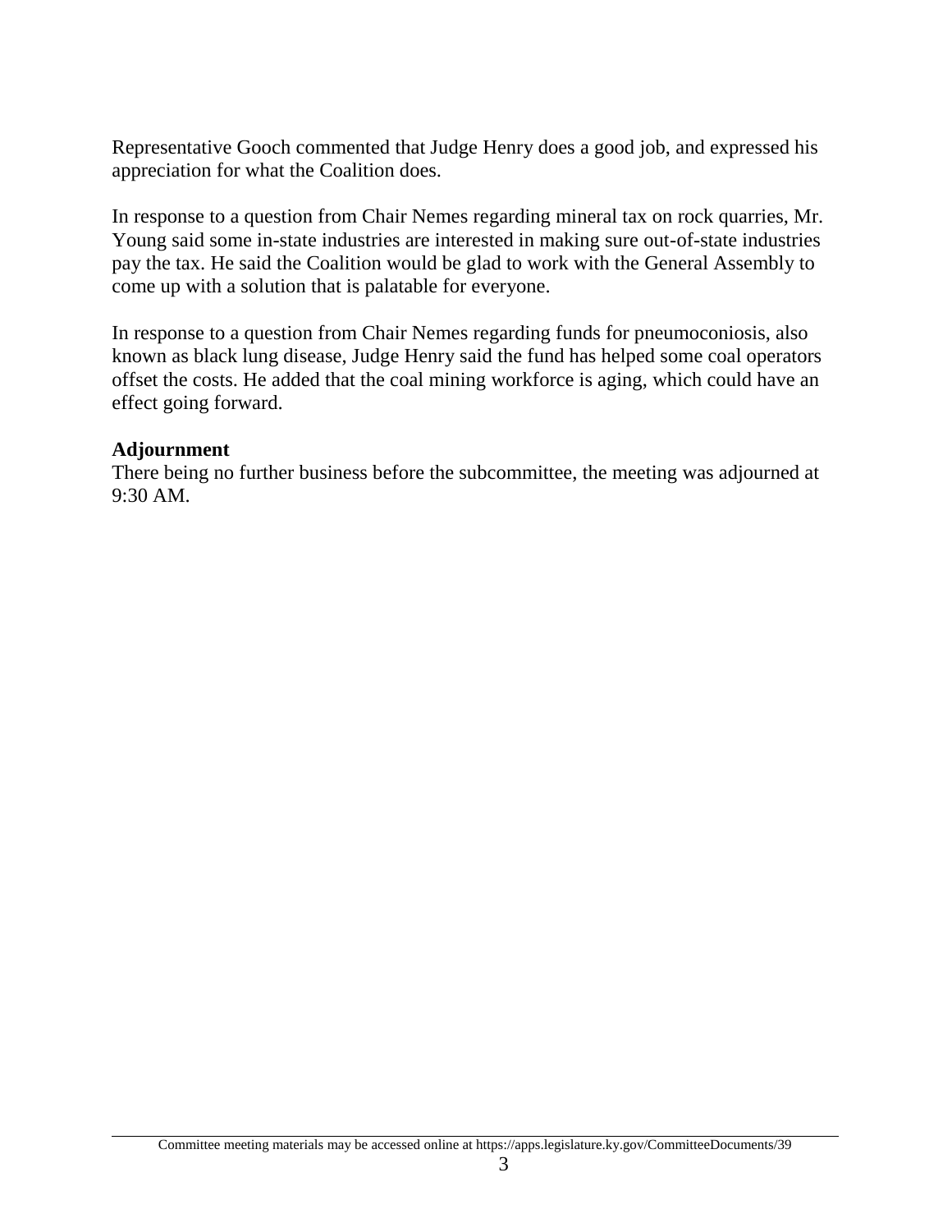Representative Gooch commented that Judge Henry does a good job, and expressed his appreciation for what the Coalition does.

In response to a question from Chair Nemes regarding mineral tax on rock quarries, Mr. Young said some in-state industries are interested in making sure out-of-state industries pay the tax. He said the Coalition would be glad to work with the General Assembly to come up with a solution that is palatable for everyone.

In response to a question from Chair Nemes regarding funds for pneumoconiosis, also known as black lung disease, Judge Henry said the fund has helped some coal operators offset the costs. He added that the coal mining workforce is aging, which could have an effect going forward.

**Adjournment**
There being no further business before the subcommittee, the meeting was adjourned at 9:30 AM.

Committee meeting materials may be accessed online at https://apps.legislature.ky.gov/CommitteeDocuments/39